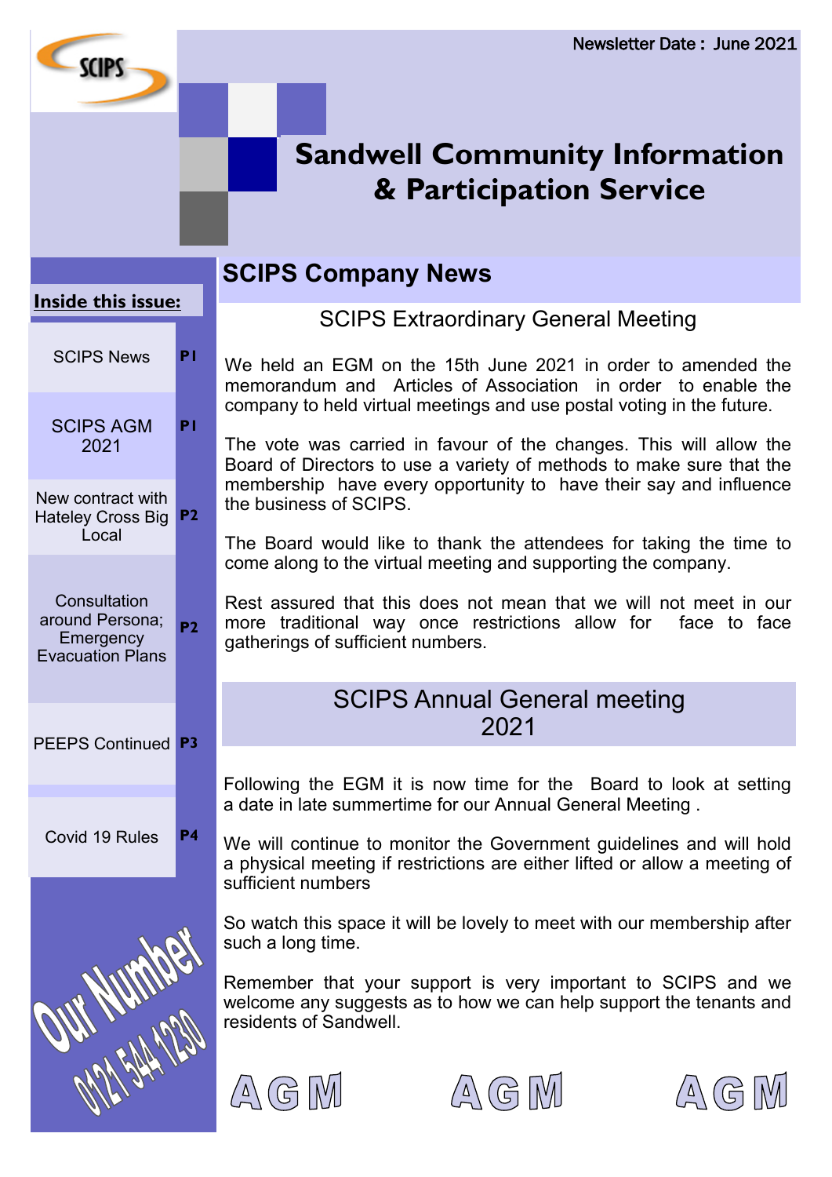Newsletter Date : June 2021

# Sandwell Community Information & Participation Service

**Inside this issue:**

| | |
|---|---|
| SCIPS News | P1 |
| SCIPS AGM 2021 | P1 |
| New contract with Hateley Cross Big Local | P2 |
| Consultation around Persona; Emergency Evacuation Plans | P2 |
| PEEPS Continued | P3 |
| Covid 19 Rules | P4 |

Our Number 0121 544 1230

## SCIPS Company News

### SCIPS Extraordinary General Meeting

We held an EGM on the 15th June 2021 in order to amended the memorandum and Articles of Association in order to enable the company to held virtual meetings and use postal voting in the future.

The vote was carried in favour of the changes. This will allow the Board of Directors to use a variety of methods to make sure that the membership have every opportunity to have their say and influence the business of SCIPS.

The Board would like to thank the attendees for taking the time to come along to the virtual meeting and supporting the company.

Rest assured that this does not mean that we will not meet in our more traditional way once restrictions allow for face to face gatherings of sufficient numbers.

### SCIPS Annual General meeting 2021

Following the EGM it is now time for the Board to look at setting a date in late summertime for our Annual General Meeting .

We will continue to monitor the Government guidelines and will hold a physical meeting if restrictions are either lifted or allow a meeting of sufficient numbers

So watch this space it will be lovely to meet with our membership after such a long time.

Remember that your support is very important to SCIPS and we welcome any suggests as to how we can help support the tenants and residents of Sandwell.

AGM AGM AGM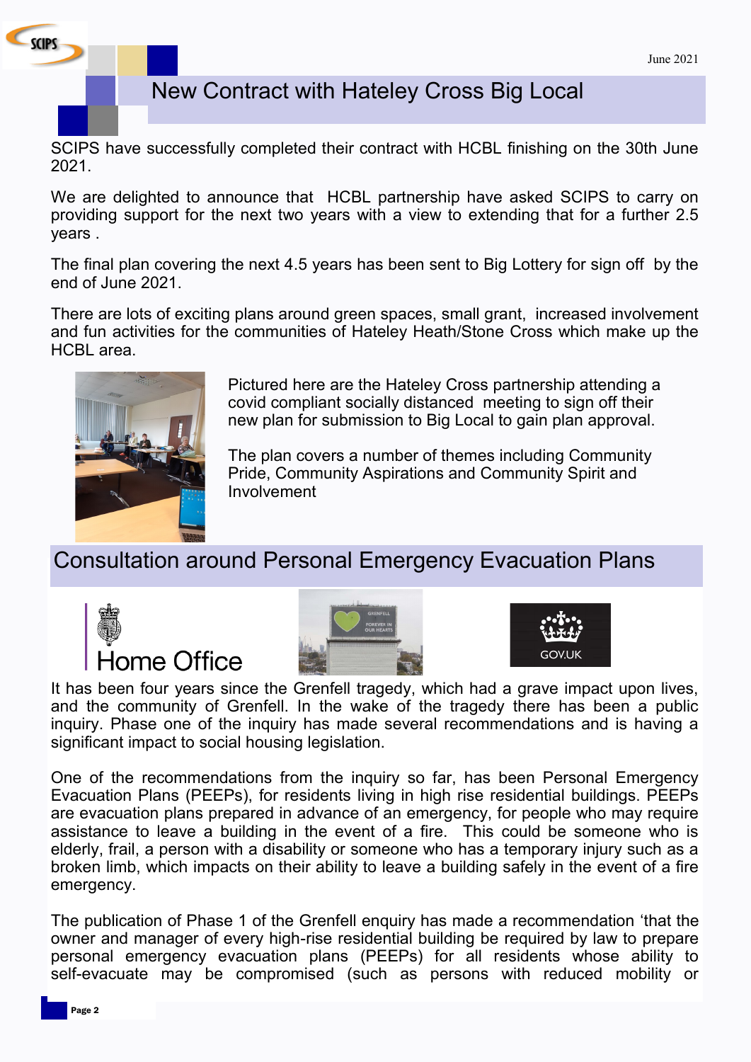# New Contract with Hateley Cross Big Local

SCIPS have successfully completed their contract with HCBL finishing on the 30th June 2021.

We are delighted to announce that HCBL partnership have asked SCIPS to carry on providing support for the next two years with a view to extending that for a further 2.5 years .

The final plan covering the next 4.5 years has been sent to Big Lottery for sign off by the end of June 2021.

There are lots of exciting plans around green spaces, small grant, increased involvement and fun activities for the communities of Hateley Heath/Stone Cross which make up the HCBL area.

Pictured here are the Hateley Cross partnership attending a covid compliant socially distanced meeting to sign off their new plan for submission to Big Local to gain plan approval.

The plan covers a number of themes including Community Pride, Community Aspirations and Community Spirit and Involvement

# Consultation around Personal Emergency Evacuation Plans

It has been four years since the Grenfell tragedy, which had a grave impact upon lives, and the community of Grenfell. In the wake of the tragedy there has been a public inquiry. Phase one of the inquiry has made several recommendations and is having a significant impact to social housing legislation.

One of the recommendations from the inquiry so far, has been Personal Emergency Evacuation Plans (PEEPs), for residents living in high rise residential buildings. PEEPs are evacuation plans prepared in advance of an emergency, for people who may require assistance to leave a building in the event of a fire. This could be someone who is elderly, frail, a person with a disability or someone who has a temporary injury such as a broken limb, which impacts on their ability to leave a building safely in the event of a fire emergency.

The publication of Phase 1 of the Grenfell enquiry has made a recommendation 'that the owner and manager of every high-rise residential building be required by law to prepare personal emergency evacuation plans (PEEPs) for all residents whose ability to self-evacuate may be compromised (such as persons with reduced mobility or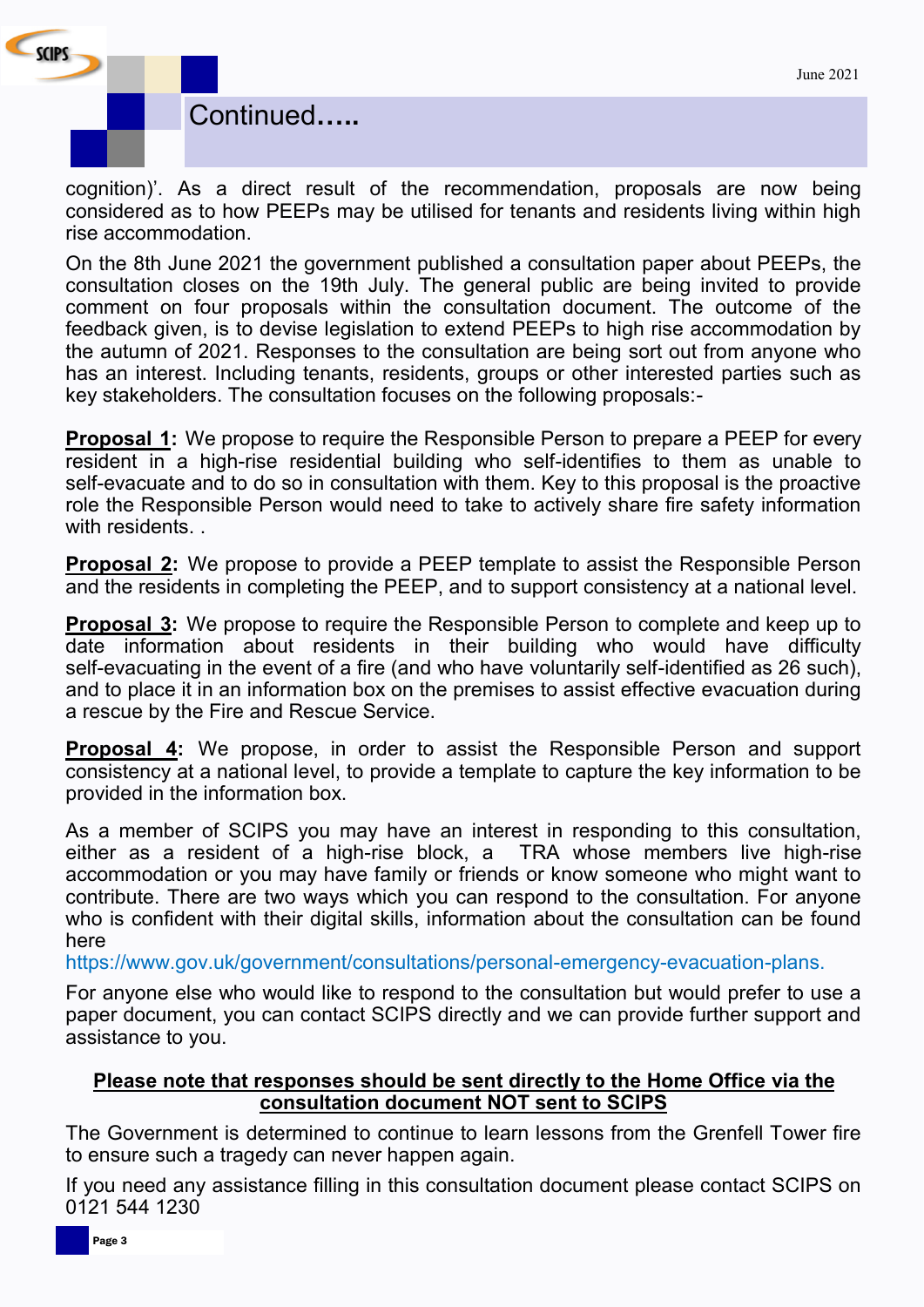## Continued.....

cognition)'. As a direct result of the recommendation, proposals are now being considered as to how PEEPs may be utilised for tenants and residents living within high rise accommodation.

On the 8th June 2021 the government published a consultation paper about PEEPs, the consultation closes on the 19th July. The general public are being invited to provide comment on four proposals within the consultation document. The outcome of the feedback given, is to devise legislation to extend PEEPs to high rise accommodation by the autumn of 2021. Responses to the consultation are being sort out from anyone who has an interest. Including tenants, residents, groups or other interested parties such as key stakeholders. The consultation focuses on the following proposals:-

**Proposal 1:** We propose to require the Responsible Person to prepare a PEEP for every resident in a high-rise residential building who self-identifies to them as unable to self-evacuate and to do so in consultation with them. Key to this proposal is the proactive role the Responsible Person would need to take to actively share fire safety information with residents. .

**Proposal 2:** We propose to provide a PEEP template to assist the Responsible Person and the residents in completing the PEEP, and to support consistency at a national level.

**Proposal 3:** We propose to require the Responsible Person to complete and keep up to date information about residents in their building who would have difficulty self-evacuating in the event of a fire (and who have voluntarily self-identified as 26 such), and to place it in an information box on the premises to assist effective evacuation during a rescue by the Fire and Rescue Service.

**Proposal 4:** We propose, in order to assist the Responsible Person and support consistency at a national level, to provide a template to capture the key information to be provided in the information box.

As a member of SCIPS you may have an interest in responding to this consultation, either as a resident of a high-rise block, a TRA whose members live high-rise accommodation or you may have family or friends or know someone who might want to contribute. There are two ways which you can respond to the consultation. For anyone who is confident with their digital skills, information about the consultation can be found here https://www.gov.uk/government/consultations/personal-emergency-evacuation-plans.

For anyone else who would like to respond to the consultation but would prefer to use a paper document, you can contact SCIPS directly and we can provide further support and assistance to you.

**Please note that responses should be sent directly to the Home Office via the consultation document NOT sent to SCIPS**

The Government is determined to continue to learn lessons from the Grenfell Tower fire to ensure such a tragedy can never happen again.

If you need any assistance filling in this consultation document please contact SCIPS on 0121 544 1230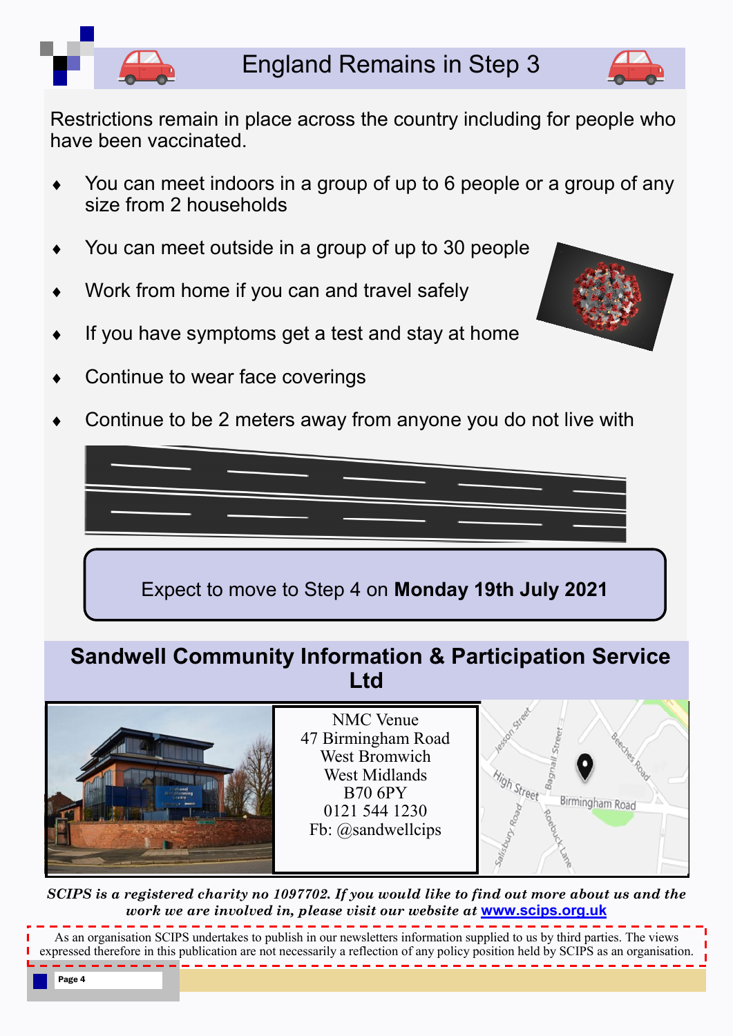# England Remains in Step 3

Restrictions remain in place across the country including for people who have been vaccinated.

- You can meet indoors in a group of up to 6 people or a group of any size from 2 households
- You can meet outside in a group of up to 30 people
- Work from home if you can and travel safely
- If you have symptoms get a test and stay at home
- Continue to wear face coverings
- Continue to be 2 meters away from anyone you do not live with

Expect to move to Step 4 on **Monday 19th July 2021**

## Sandwell Community Information & Participation Service Ltd

NMC Venue
47 Birmingham Road
West Bromwich
West Midlands
B70 6PY
0121 544 1230
Fb: @sandwellcips

***SCIPS is a registered charity no 1097702. If you would like to find out more about us and the work we are involved in, please visit our website at [www.scips.org.uk](http://www.scips.org.uk)***

As an organisation SCIPS undertakes to publish in our newsletters information supplied to us by third parties. The views expressed therefore in this publication are not necessarily a reflection of any policy position held by SCIPS as an organisation.